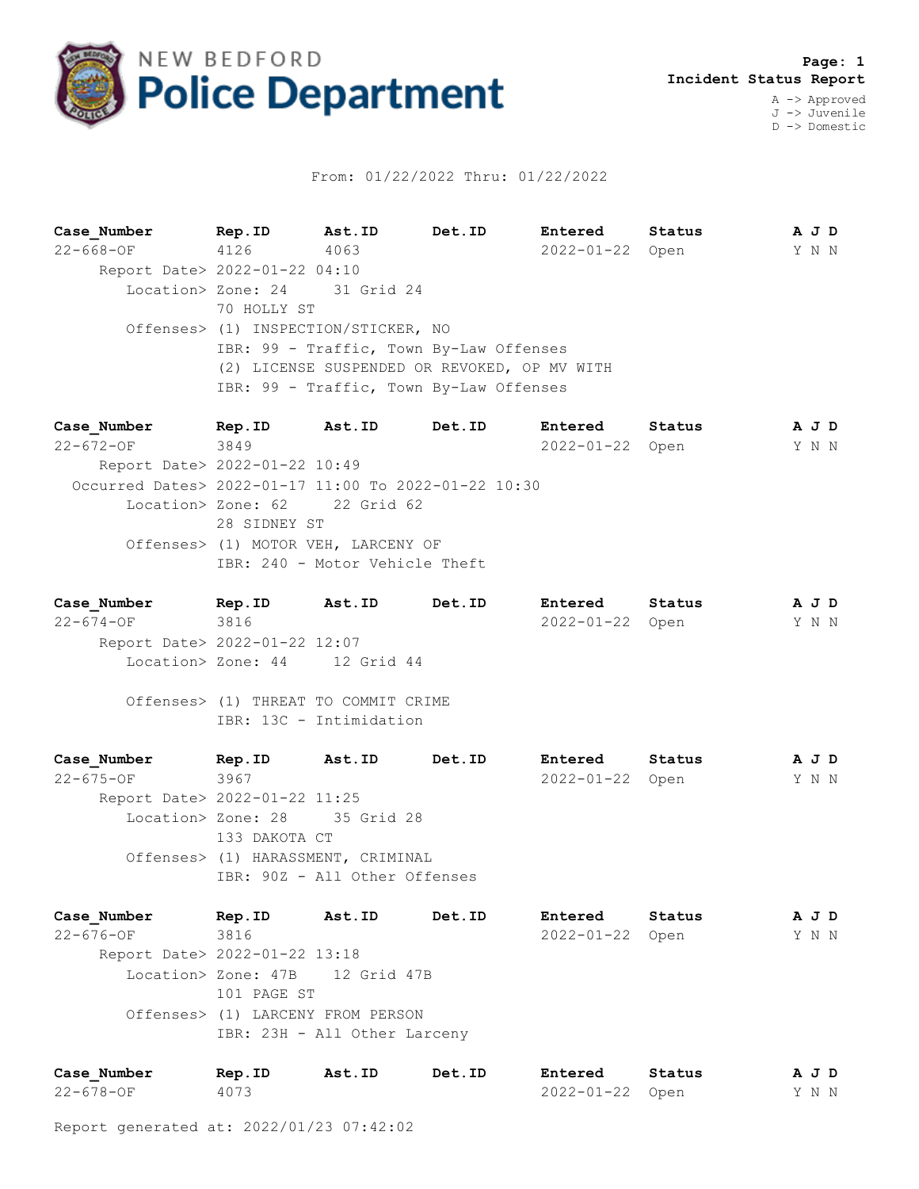# NEW BEDFORD Police Department

**Page: 1**
**Incident Status Report**

A -> Approved
J -> Juvenile
D -> Domestic

From: 01/22/2022 Thru: 01/22/2022

| **Case_Number** | **Rep.ID** | **Ast.ID** | **Det.ID** | **Entered** | **Status** | **A J D** |
|---|---|---|---|---|---|---|
| 22-668-OF | 4126 | 4063 | | 2022-01-22 | Open | Y N N |

Report Date> 2022-01-22 04:10
Location> Zone: 24 31 Grid 24
70 HOLLY ST
Offenses> (1) INSPECTION/STICKER, NO
IBR: 99 - Traffic, Town By-Law Offenses
(2) LICENSE SUSPENDED OR REVOKED, OP MV WITH
IBR: 99 - Traffic, Town By-Law Offenses

| **Case_Number** | **Rep.ID** | **Ast.ID** | **Det.ID** | **Entered** | **Status** | **A J D** |
|---|---|---|---|---|---|---|
| 22-672-OF | 3849 | | | 2022-01-22 | Open | Y N N |

Report Date> 2022-01-22 10:49
Occurred Dates> 2022-01-17 11:00 To 2022-01-22 10:30
Location> Zone: 62 22 Grid 62
28 SIDNEY ST
Offenses> (1) MOTOR VEH, LARCENY OF
IBR: 240 - Motor Vehicle Theft

| **Case_Number** | **Rep.ID** | **Ast.ID** | **Det.ID** | **Entered** | **Status** | **A J D** |
|---|---|---|---|---|---|---|
| 22-674-OF | 3816 | | | 2022-01-22 | Open | Y N N |

Report Date> 2022-01-22 12:07
Location> Zone: 44 12 Grid 44

Offenses> (1) THREAT TO COMMIT CRIME
IBR: 13C - Intimidation

| **Case_Number** | **Rep.ID** | **Ast.ID** | **Det.ID** | **Entered** | **Status** | **A J D** |
|---|---|---|---|---|---|---|
| 22-675-OF | 3967 | | | 2022-01-22 | Open | Y N N |

Report Date> 2022-01-22 11:25
Location> Zone: 28 35 Grid 28
133 DAKOTA CT
Offenses> (1) HARASSMENT, CRIMINAL
IBR: 90Z - All Other Offenses

| **Case_Number** | **Rep.ID** | **Ast.ID** | **Det.ID** | **Entered** | **Status** | **A J D** |
|---|---|---|---|---|---|---|
| 22-676-OF | 3816 | | | 2022-01-22 | Open | Y N N |

Report Date> 2022-01-22 13:18
Location> Zone: 47B 12 Grid 47B
101 PAGE ST
Offenses> (1) LARCENY FROM PERSON
IBR: 23H - All Other Larceny

| **Case_Number** | **Rep.ID** | **Ast.ID** | **Det.ID** | **Entered** | **Status** | **A J D** |
|---|---|---|---|---|---|---|
| 22-678-OF | 4073 | | | 2022-01-22 | Open | Y N N |

Report generated at: 2022/01/23 07:42:02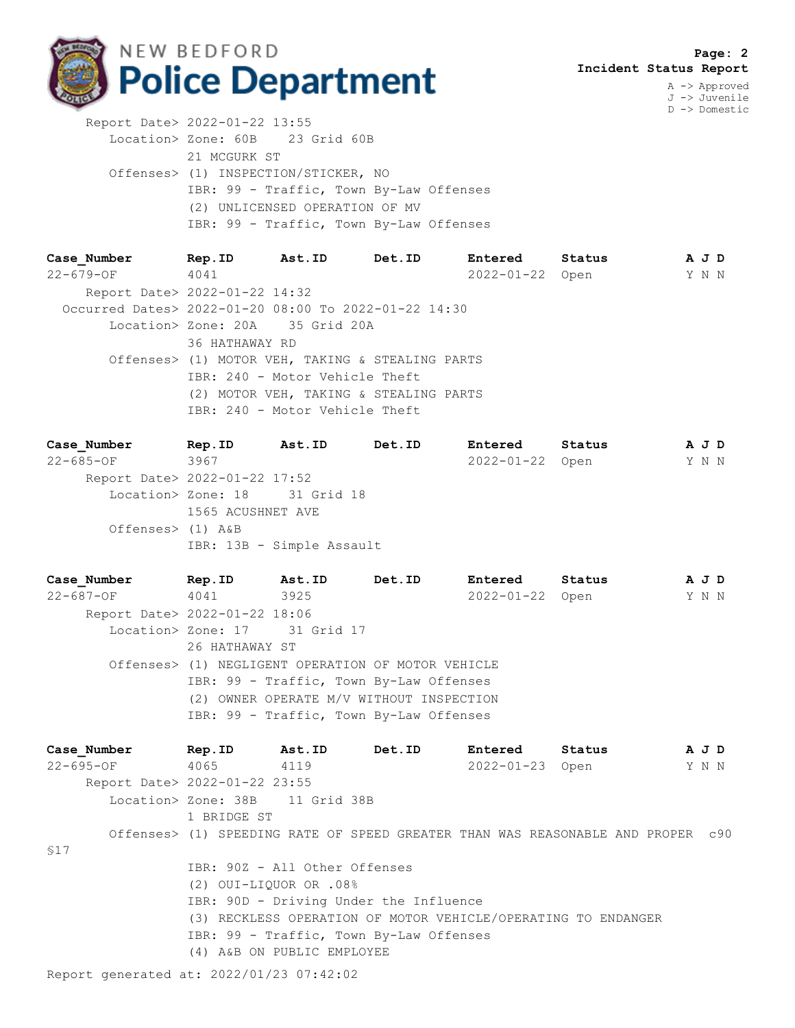**NEW BEDFORD Police Department**

**Incident Status Report**

A -> Approved
J -> Juvenile
D -> Domestic

Report Date> 2022-01-22 13:55
Location> Zone: 60B 23 Grid 60B
21 MCGURK ST
Offenses> (1) INSPECTION/STICKER, NO
IBR: 99 - Traffic, Town By-Law Offenses
(2) UNLICENSED OPERATION OF MV
IBR: 99 - Traffic, Town By-Law Offenses

| Case_Number | Rep.ID | Ast.ID | Det.ID | Entered | Status | A J D |
|---|---|---|---|---|---|---|
| 22-679-OF | 4041 | | | 2022-01-22 | Open | Y N N |

Report Date> 2022-01-22 14:32
Occurred Dates> 2022-01-20 08:00 To 2022-01-22 14:30
Location> Zone: 20A 35 Grid 20A
36 HATHAWAY RD
Offenses> (1) MOTOR VEH, TAKING & STEALING PARTS
IBR: 240 - Motor Vehicle Theft
(2) MOTOR VEH, TAKING & STEALING PARTS
IBR: 240 - Motor Vehicle Theft

| Case_Number | Rep.ID | Ast.ID | Det.ID | Entered | Status | A J D |
|---|---|---|---|---|---|---|
| 22-685-OF | 3967 | | | 2022-01-22 | Open | Y N N |

Report Date> 2022-01-22 17:52
Location> Zone: 18 31 Grid 18
1565 ACUSHNET AVE
Offenses> (1) A&B
IBR: 13B - Simple Assault

| Case_Number | Rep.ID | Ast.ID | Det.ID | Entered | Status | A J D |
|---|---|---|---|---|---|---|
| 22-687-OF | 4041 | 3925 | | 2022-01-22 | Open | Y N N |

Report Date> 2022-01-22 18:06
Location> Zone: 17 31 Grid 17
26 HATHAWAY ST
Offenses> (1) NEGLIGENT OPERATION OF MOTOR VEHICLE
IBR: 99 - Traffic, Town By-Law Offenses
(2) OWNER OPERATE M/V WITHOUT INSPECTION
IBR: 99 - Traffic, Town By-Law Offenses

| Case_Number | Rep.ID | Ast.ID | Det.ID | Entered | Status | A J D |
|---|---|---|---|---|---|---|
| 22-695-OF | 4065 | 4119 | | 2022-01-23 | Open | Y N N |

Report Date> 2022-01-22 23:55
Location> Zone: 38B 11 Grid 38B
1 BRIDGE ST
Offenses> (1) SPEEDING RATE OF SPEED GREATER THAN WAS REASONABLE AND PROPER c90 §17
IBR: 90Z - All Other Offenses
(2) OUI-LIQUOR OR .08%
IBR: 90D - Driving Under the Influence
(3) RECKLESS OPERATION OF MOTOR VEHICLE/OPERATING TO ENDANGER
IBR: 99 - Traffic, Town By-Law Offenses
(4) A&B ON PUBLIC EMPLOYEE

Report generated at: 2022/01/23 07:42:02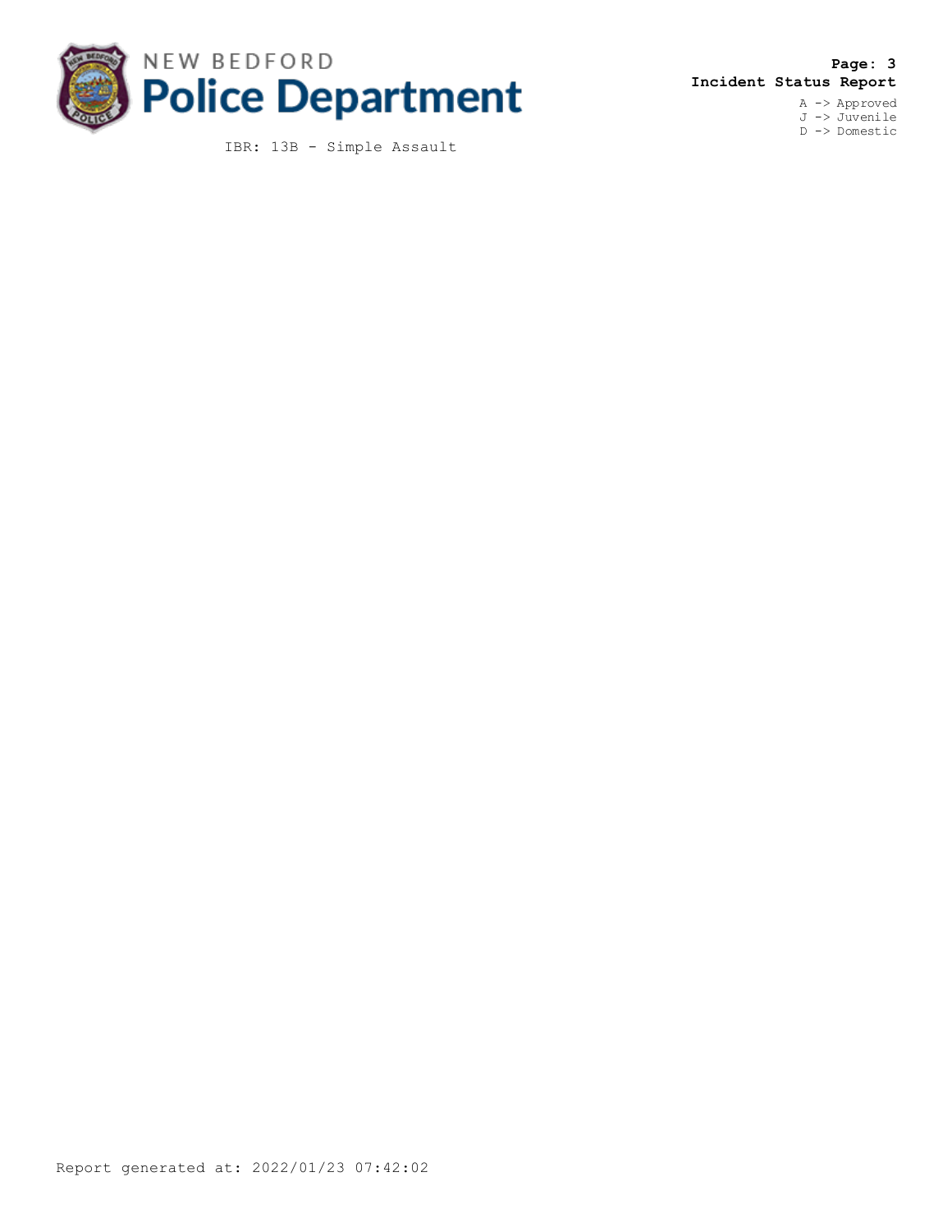# NEW BEDFORD Police Department

**Incident Status Report**

A -> Approved
J -> Juvenile
D -> Domestic

IBR: 13B - Simple Assault

Report generated at: 2022/01/23 07:42:02